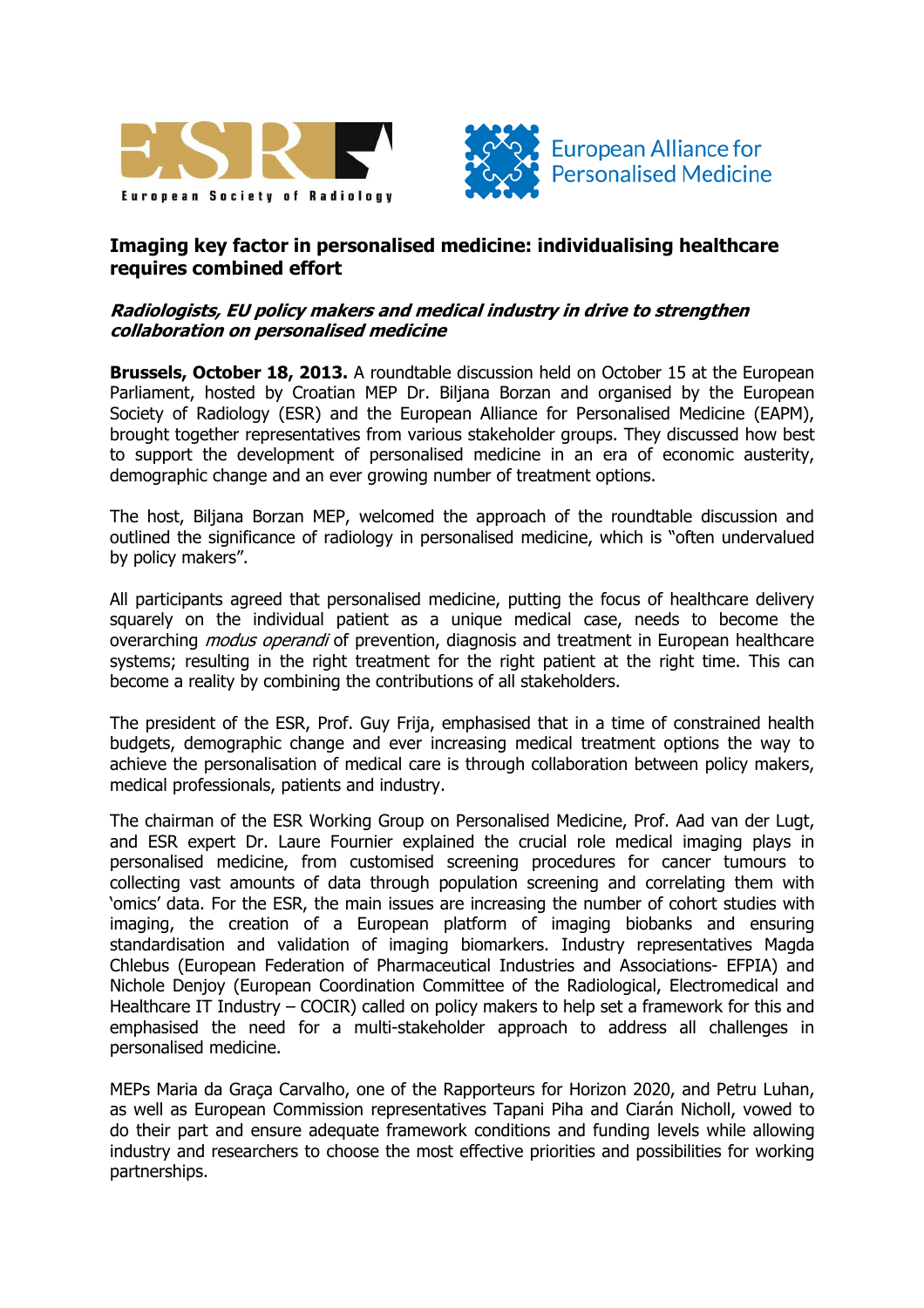European Society of Radiology

European Alliance for Personalised Medicine

**Imaging key factor in personalised medicine: individualising healthcare requires combined effort**

***Radiologists, EU policy makers and medical industry in drive to strengthen collaboration on personalised medicine***

**Brussels, October 18, 2013.** A roundtable discussion held on October 15 at the European Parliament, hosted by Croatian MEP Dr. Biljana Borzan and organised by the European Society of Radiology (ESR) and the European Alliance for Personalised Medicine (EAPM), brought together representatives from various stakeholder groups. They discussed how best to support the development of personalised medicine in an era of economic austerity, demographic change and an ever growing number of treatment options.

The host, Biljana Borzan MEP, welcomed the approach of the roundtable discussion and outlined the significance of radiology in personalised medicine, which is "often undervalued by policy makers".

All participants agreed that personalised medicine, putting the focus of healthcare delivery squarely on the individual patient as a unique medical case, needs to become the overarching *modus operandi* of prevention, diagnosis and treatment in European healthcare systems; resulting in the right treatment for the right patient at the right time. This can become a reality by combining the contributions of all stakeholders.

The president of the ESR, Prof. Guy Frija, emphasised that in a time of constrained health budgets, demographic change and ever increasing medical treatment options the way to achieve the personalisation of medical care is through collaboration between policy makers, medical professionals, patients and industry.

The chairman of the ESR Working Group on Personalised Medicine, Prof. Aad van der Lugt, and ESR expert Dr. Laure Fournier explained the crucial role medical imaging plays in personalised medicine, from customised screening procedures for cancer tumours to collecting vast amounts of data through population screening and correlating them with 'omics' data. For the ESR, the main issues are increasing the number of cohort studies with imaging, the creation of a European platform of imaging biobanks and ensuring standardisation and validation of imaging biomarkers. Industry representatives Magda Chlebus (European Federation of Pharmaceutical Industries and Associations- EFPIA) and Nichole Denjoy (European Coordination Committee of the Radiological, Electromedical and Healthcare IT Industry – COCIR) called on policy makers to help set a framework for this and emphasised the need for a multi-stakeholder approach to address all challenges in personalised medicine.

MEPs Maria da Graça Carvalho, one of the Rapporteurs for Horizon 2020, and Petru Luhan, as well as European Commission representatives Tapani Piha and Ciarán Nicholl, vowed to do their part and ensure adequate framework conditions and funding levels while allowing industry and researchers to choose the most effective priorities and possibilities for working partnerships.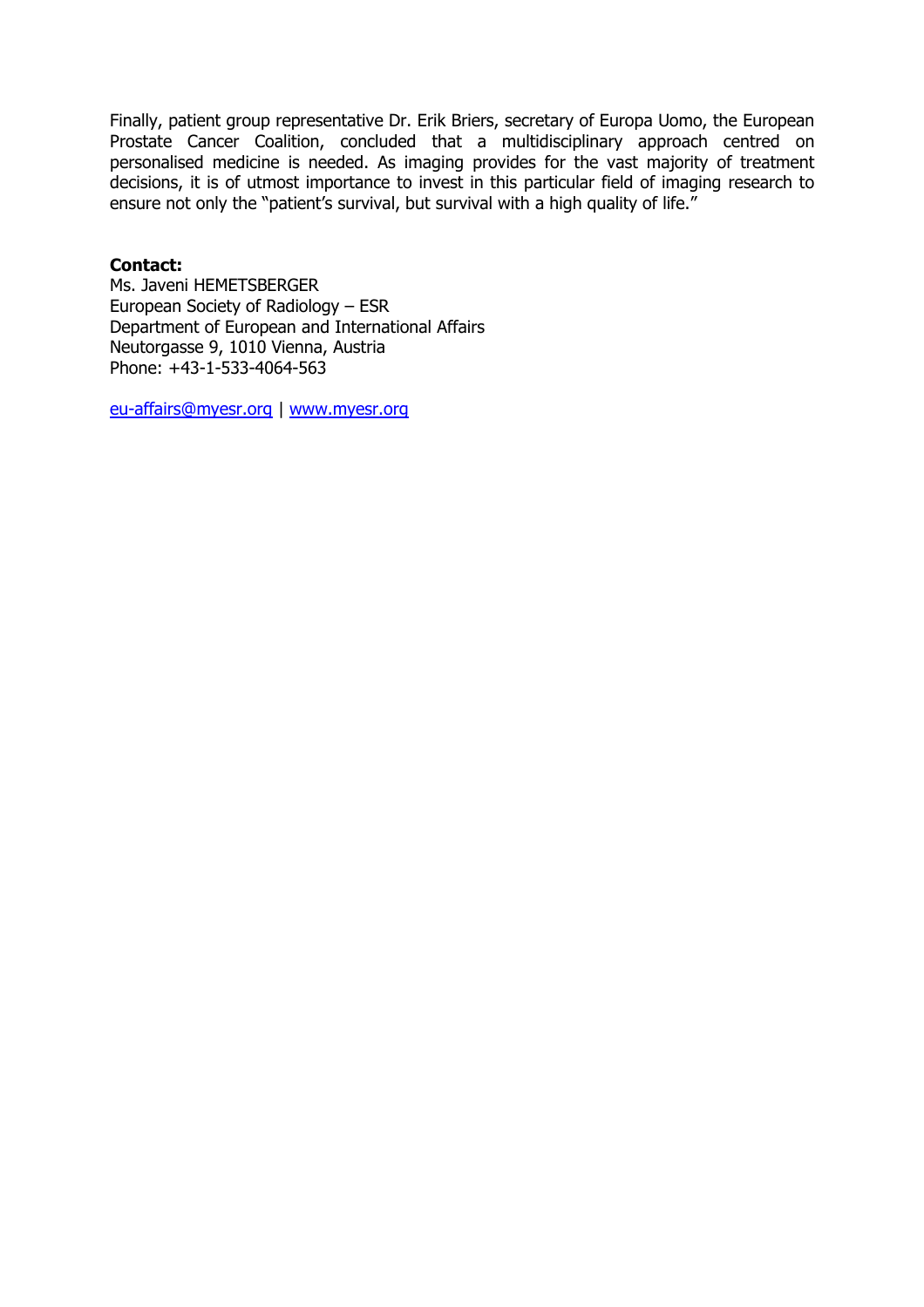Finally, patient group representative Dr. Erik Briers, secretary of Europa Uomo, the European Prostate Cancer Coalition, concluded that a multidisciplinary approach centred on personalised medicine is needed. As imaging provides for the vast majority of treatment decisions, it is of utmost importance to invest in this particular field of imaging research to ensure not only the "patient's survival, but survival with a high quality of life."

**Contact:**
Ms. Javeni HEMETSBERGER
European Society of Radiology – ESR
Department of European and International Affairs
Neutorgasse 9, 1010 Vienna, Austria
Phone: +43-1-533-4064-563

eu-affairs@myesr.org | www.myesr.org